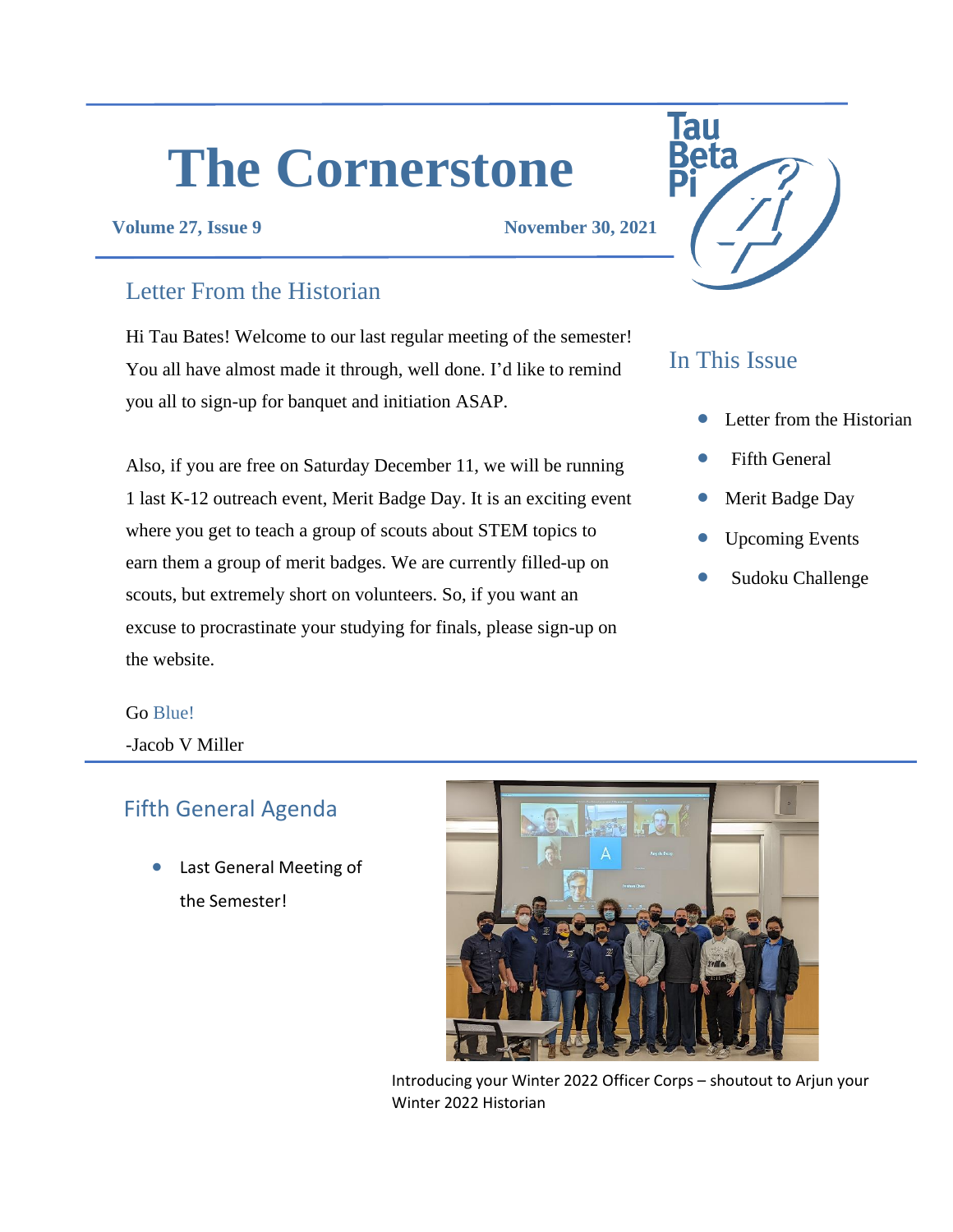# The Cornerstone

**Volume 27, Issue 9** **November 30, 2021**

## Letter From the Historian

Hi Tau Bates! Welcome to our last regular meeting of the semester! You all have almost made it through, well done. I'd like to remind you all to sign-up for banquet and initiation ASAP.

Also, if you are free on Saturday December 11, we will be running 1 last K-12 outreach event, Merit Badge Day. It is an exciting event where you get to teach a group of scouts about STEM topics to earn them a group of merit badges. We are currently filled-up on scouts, but extremely short on volunteers. So, if you want an excuse to procrastinate your studying for finals, please sign-up on the website.

Go Blue!

-Jacob V Miller

## In This Issue

- Letter from the Historian
- Fifth General
- Merit Badge Day
- Upcoming Events
- Sudoku Challenge

## Fifth General Agenda

- Last General Meeting of the Semester!

Introducing your Winter 2022 Officer Corps – shoutout to Arjun your Winter 2022 Historian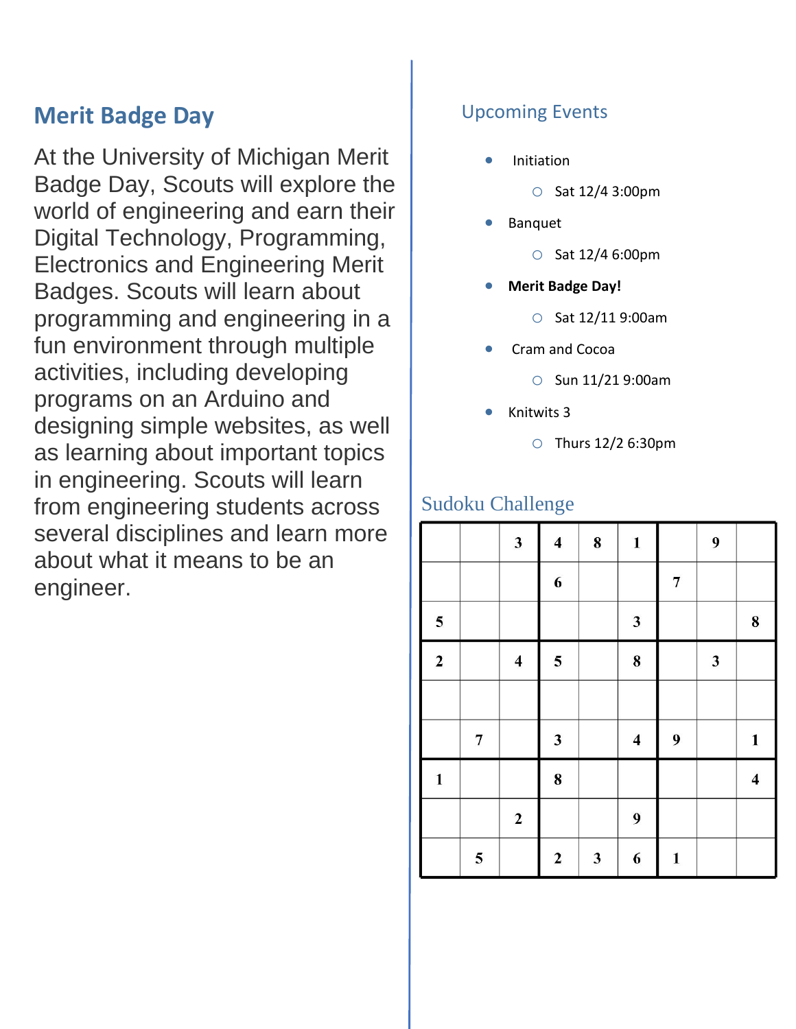## Merit Badge Day

At the University of Michigan Merit Badge Day, Scouts will explore the world of engineering and earn their Digital Technology, Programming, Electronics and Engineering Merit Badges. Scouts will learn about programming and engineering in a fun environment through multiple activities, including developing programs on an Arduino and designing simple websites, as well as learning about important topics in engineering. Scouts will learn from engineering students across several disciplines and learn more about what it means to be an engineer.

### Upcoming Events

- Initiation
  - Sat 12/4 3:00pm
- Banquet
  - Sat 12/4 6:00pm
- **Merit Badge Day!**
  - Sat 12/11 9:00am
- Cram and Cocoa
  - Sun 11/21 9:00am
- Knitwits 3
  - Thurs 12/2 6:30pm

### Sudoku Challenge

| | | | | | | | | |
|---|---|---|---|---|---|---|---|---|
| | | 3 | 4 | 8 | 1 | | 9 | |
| | | | 6 | | | 7 | | |
| 5 | | | | | 3 | | | 8 |
| 2 | | 4 | 5 | | 8 | | 3 | |
| | | | | | | | | |
| | 7 | | 3 | | 4 | 9 | | 1 |
| 1 | | | 8 | | | | | 4 |
| | | 2 | | | 9 | | | |
| | 5 | | 2 | 3 | 6 | 1 | | |